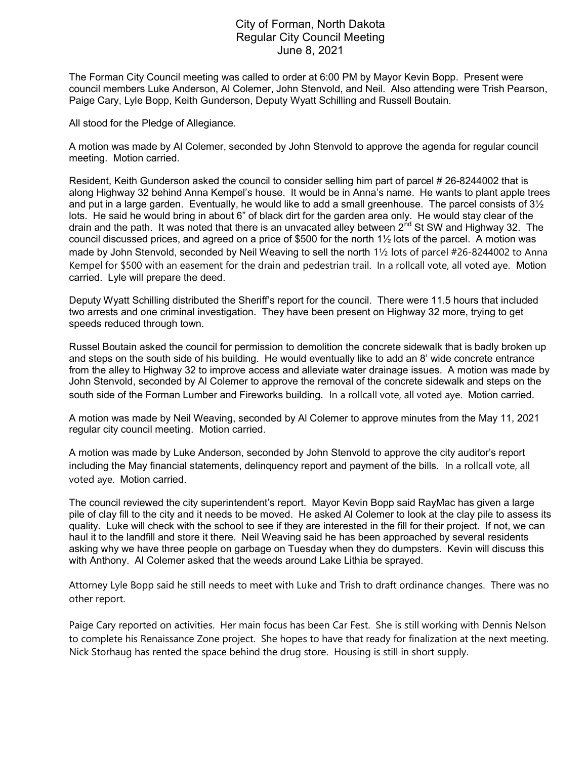# City of Forman, North Dakota
## Regular City Council Meeting
## June 8, 2021

The Forman City Council meeting was called to order at 6:00 PM by Mayor Kevin Bopp. Present were council members Luke Anderson, Al Colemer, John Stenvold, and Neil. Also attending were Trish Pearson, Paige Cary, Lyle Bopp, Keith Gunderson, Deputy Wyatt Schilling and Russell Boutain.

All stood for the Pledge of Allegiance.

A motion was made by Al Colemer, seconded by John Stenvold to approve the agenda for regular council meeting. Motion carried.

Resident, Keith Gunderson asked the council to consider selling him part of parcel # 26-8244002 that is along Highway 32 behind Anna Kempel's house. It would be in Anna's name. He wants to plant apple trees and put in a large garden. Eventually, he would like to add a small greenhouse. The parcel consists of 3½ lots. He said he would bring in about 6" of black dirt for the garden area only. He would stay clear of the drain and the path. It was noted that there is an unvacated alley between 2nd St SW and Highway 32. The council discussed prices, and agreed on a price of $500 for the north 1½ lots of the parcel. A motion was made by John Stenvold, seconded by Neil Weaving to sell the north 1½ lots of parcel #26-8244002 to Anna Kempel for $500 with an easement for the drain and pedestrian trail. In a rollcall vote, all voted aye. Motion carried. Lyle will prepare the deed.

Deputy Wyatt Schilling distributed the Sheriff's report for the council. There were 11.5 hours that included two arrests and one criminal investigation. They have been present on Highway 32 more, trying to get speeds reduced through town.

Russel Boutain asked the council for permission to demolition the concrete sidewalk that is badly broken up and steps on the south side of his building. He would eventually like to add an 8' wide concrete entrance from the alley to Highway 32 to improve access and alleviate water drainage issues. A motion was made by John Stenvold, seconded by Al Colemer to approve the removal of the concrete sidewalk and steps on the south side of the Forman Lumber and Fireworks building. In a rollcall vote, all voted aye. Motion carried.

A motion was made by Neil Weaving, seconded by Al Colemer to approve minutes from the May 11, 2021 regular city council meeting. Motion carried.

A motion was made by Luke Anderson, seconded by John Stenvold to approve the city auditor's report including the May financial statements, delinquency report and payment of the bills. In a rollcall vote, all voted aye. Motion carried.

The council reviewed the city superintendent's report. Mayor Kevin Bopp said RayMac has given a large pile of clay fill to the city and it needs to be moved. He asked Al Colemer to look at the clay pile to assess its quality. Luke will check with the school to see if they are interested in the fill for their project. If not, we can haul it to the landfill and store it there. Neil Weaving said he has been approached by several residents asking why we have three people on garbage on Tuesday when they do dumpsters. Kevin will discuss this with Anthony. Al Colemer asked that the weeds around Lake Lithia be sprayed.

Attorney Lyle Bopp said he still needs to meet with Luke and Trish to draft ordinance changes. There was no other report.

Paige Cary reported on activities. Her main focus has been Car Fest. She is still working with Dennis Nelson to complete his Renaissance Zone project. She hopes to have that ready for finalization at the next meeting. Nick Storhaug has rented the space behind the drug store. Housing is still in short supply.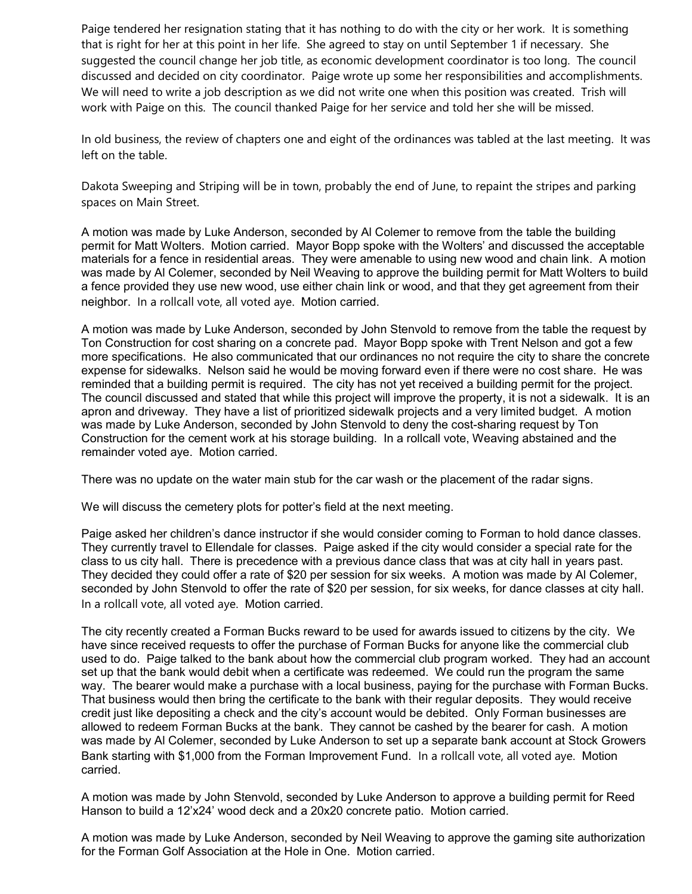Paige tendered her resignation stating that it has nothing to do with the city or her work. It is something that is right for her at this point in her life. She agreed to stay on until September 1 if necessary. She suggested the council change her job title, as economic development coordinator is too long. The council discussed and decided on city coordinator. Paige wrote up some her responsibilities and accomplishments. We will need to write a job description as we did not write one when this position was created. Trish will work with Paige on this. The council thanked Paige for her service and told her she will be missed.

In old business, the review of chapters one and eight of the ordinances was tabled at the last meeting. It was left on the table.

Dakota Sweeping and Striping will be in town, probably the end of June, to repaint the stripes and parking spaces on Main Street.

A motion was made by Luke Anderson, seconded by Al Colemer to remove from the table the building permit for Matt Wolters. Motion carried. Mayor Bopp spoke with the Wolters' and discussed the acceptable materials for a fence in residential areas. They were amenable to using new wood and chain link. A motion was made by Al Colemer, seconded by Neil Weaving to approve the building permit for Matt Wolters to build a fence provided they use new wood, use either chain link or wood, and that they get agreement from their neighbor. In a rollcall vote, all voted aye. Motion carried.

A motion was made by Luke Anderson, seconded by John Stenvold to remove from the table the request by Ton Construction for cost sharing on a concrete pad. Mayor Bopp spoke with Trent Nelson and got a few more specifications. He also communicated that our ordinances no not require the city to share the concrete expense for sidewalks. Nelson said he would be moving forward even if there were no cost share. He was reminded that a building permit is required. The city has not yet received a building permit for the project. The council discussed and stated that while this project will improve the property, it is not a sidewalk. It is an apron and driveway. They have a list of prioritized sidewalk projects and a very limited budget. A motion was made by Luke Anderson, seconded by John Stenvold to deny the cost-sharing request by Ton Construction for the cement work at his storage building. In a rollcall vote, Weaving abstained and the remainder voted aye. Motion carried.

There was no update on the water main stub for the car wash or the placement of the radar signs.

We will discuss the cemetery plots for potter's field at the next meeting.

Paige asked her children's dance instructor if she would consider coming to Forman to hold dance classes. They currently travel to Ellendale for classes. Paige asked if the city would consider a special rate for the class to us city hall. There is precedence with a previous dance class that was at city hall in years past. They decided they could offer a rate of $20 per session for six weeks. A motion was made by Al Colemer, seconded by John Stenvold to offer the rate of $20 per session, for six weeks, for dance classes at city hall. In a rollcall vote, all voted aye. Motion carried.

The city recently created a Forman Bucks reward to be used for awards issued to citizens by the city. We have since received requests to offer the purchase of Forman Bucks for anyone like the commercial club used to do. Paige talked to the bank about how the commercial club program worked. They had an account set up that the bank would debit when a certificate was redeemed. We could run the program the same way. The bearer would make a purchase with a local business, paying for the purchase with Forman Bucks. That business would then bring the certificate to the bank with their regular deposits. They would receive credit just like depositing a check and the city's account would be debited. Only Forman businesses are allowed to redeem Forman Bucks at the bank. They cannot be cashed by the bearer for cash. A motion was made by Al Colemer, seconded by Luke Anderson to set up a separate bank account at Stock Growers Bank starting with $1,000 from the Forman Improvement Fund. In a rollcall vote, all voted aye. Motion carried.

A motion was made by John Stenvold, seconded by Luke Anderson to approve a building permit for Reed Hanson to build a 12'x24' wood deck and a 20x20 concrete patio. Motion carried.

A motion was made by Luke Anderson, seconded by Neil Weaving to approve the gaming site authorization for the Forman Golf Association at the Hole in One. Motion carried.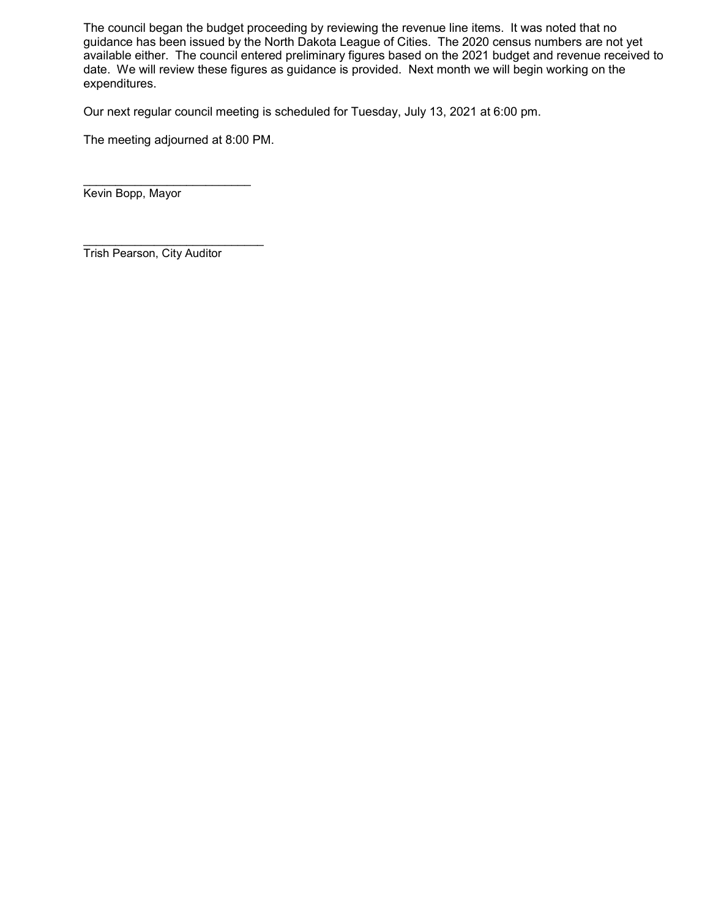The council began the budget proceeding by reviewing the revenue line items. It was noted that no guidance has been issued by the North Dakota League of Cities. The 2020 census numbers are not yet available either. The council entered preliminary figures based on the 2021 budget and revenue received to date. We will review these figures as guidance is provided. Next month we will begin working on the expenditures.

Our next regular council meeting is scheduled for Tuesday, July 13, 2021 at 6:00 pm.

The meeting adjourned at 8:00 PM.

___________________________
Kevin Bopp, Mayor

_____________________________
Trish Pearson, City Auditor